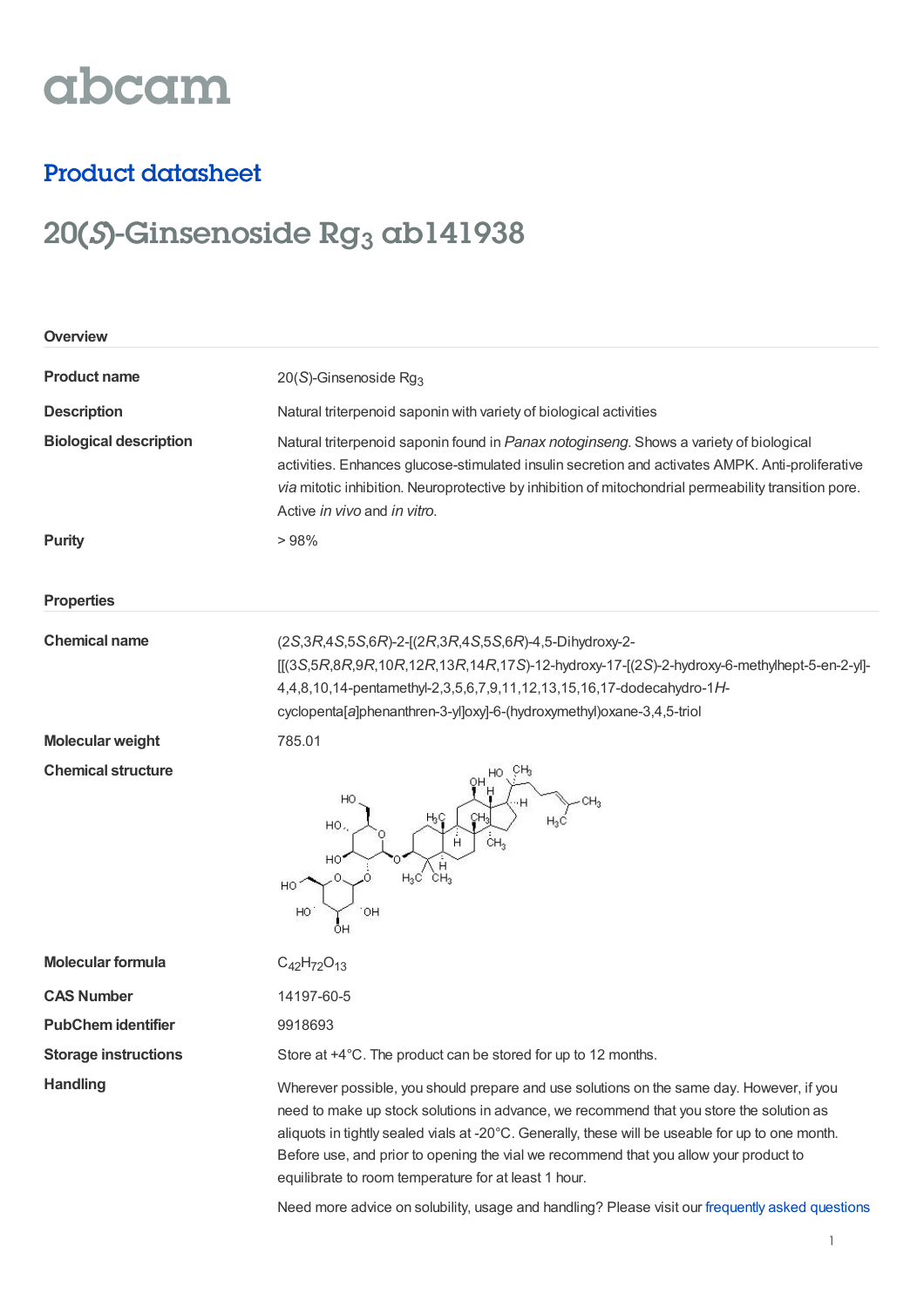abcam

## Product datasheet

# 20(*S*)-Ginsenoside $Rg_3$ ab141938

### Overview

**Product name**
20(*S*)-Ginsenoside $Rg_3$

**Description**
Natural triterpenoid saponin with variety of biological activities

**Biological description**
Natural triterpenoid saponin found in *Panax notoginseng*. Shows a variety of biological activities. Enhances glucose-stimulated insulin secretion and activates AMPK. Anti-proliferative *via* mitotic inhibition. Neuroprotective by inhibition of mitochondrial permeability transition pore. Active *in vivo* and *in vitro*.

**Purity**
> 98%

### Properties

**Chemical name**
(2*S*,3*R*,4*S*,5*S*,6*R*)-2-[(2*R*,3*R*,4*S*,5*S*,6*R*)-4,5-Dihydroxy-2-[[(3*S*,5*R*,8*R*,9*R*,10*R*,12*R*,13*R*,14*R*,17*S*)-12-hydroxy-17-[(2*S*)-2-hydroxy-6-methylhept-5-en-2-yl]-4,4,8,10,14-pentamethyl-2,3,5,6,7,9,11,12,13,15,16,17-dodecahydro-1*H*-cyclopenta[*a*]phenanthren-3-yl]oxy]-6-(hydroxymethyl)oxane-3,4,5-triol

**Molecular weight**
785.01

**Chemical structure**

**Molecular formula**
$C_{42}H_{72}O_{13}$

**CAS Number**
14197-60-5

**PubChem identifier**
9918693

**Storage instructions**
Store at +4°C. The product can be stored for up to 12 months.

**Handling**
Wherever possible, you should prepare and use solutions on the same day. However, if you need to make up stock solutions in advance, we recommend that you store the solution as aliquots in tightly sealed vials at -20°C. Generally, these will be useable for up to one month. Before use, and prior to opening the vial we recommend that you allow your product to equilibrate to room temperature for at least 1 hour.

Need more advice on solubility, usage and handling? Please visit our frequently asked questions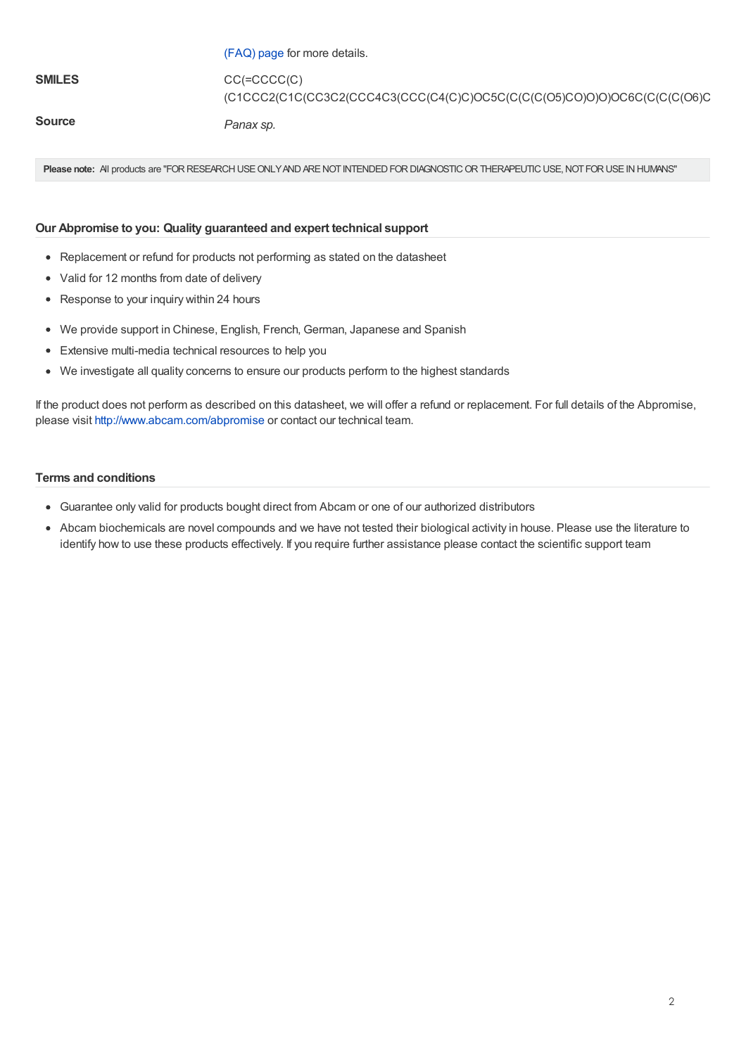(FAQ) page for more details.

| | |
|---|---|
| **SMILES** | CC(=CCCC(C)(C1CCC2(C1C(CC3C2(CCC4C3(CCC(C4(C)C)OC5C(C(C(C(O5)CO)O)O)OC6C(C(C(C(O6)C |
| **Source** | *Panax sp.* |

**Please note:** All products are "FOR RESEARCH USE ONLY AND ARE NOT INTENDED FOR DIAGNOSTIC OR THERAPEUTIC USE, NOT FOR USE IN HUMANS"

### Our Abpromise to you: Quality guaranteed and expert technical support

- Replacement or refund for products not performing as stated on the datasheet
- Valid for 12 months from date of delivery
- Response to your inquiry within 24 hours

- We provide support in Chinese, English, French, German, Japanese and Spanish
- Extensive multi-media technical resources to help you
- We investigate all quality concerns to ensure our products perform to the highest standards

If the product does not perform as described on this datasheet, we will offer a refund or replacement. For full details of the Abpromise, please visit http://www.abcam.com/abpromise or contact our technical team.

### Terms and conditions

- Guarantee only valid for products bought direct from Abcam or one of our authorized distributors
- Abcam biochemicals are novel compounds and we have not tested their biological activity in house. Please use the literature to identify how to use these products effectively. If you require further assistance please contact the scientific support team